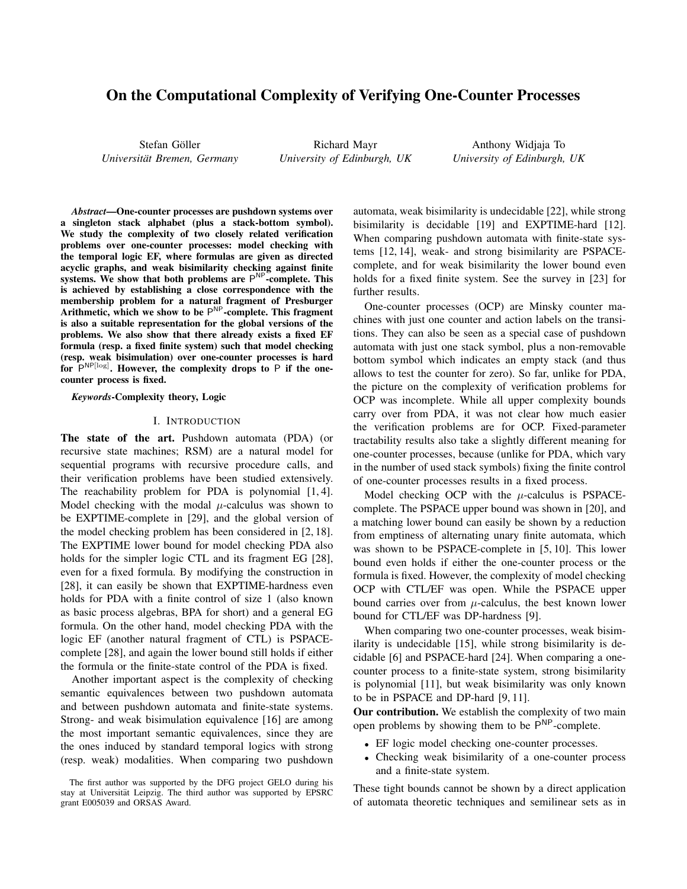# On the Computational Complexity of Verifying One-Counter Processes

Stefan Göller
*Universität Bremen, Germany*

Richard Mayr
*University of Edinburgh, UK*

Anthony Widjaja To
*University of Edinburgh, UK*

***Abstract*—One-counter processes are pushdown systems over a singleton stack alphabet (plus a stack-bottom symbol). We study the complexity of two closely related verification problems over one-counter processes: model checking with the temporal logic EF, where formulas are given as directed acyclic graphs, and weak bisimilarity checking against finite systems. We show that both problems are $\mathsf{P}^{\mathsf{NP}}$-complete. This is achieved by establishing a close correspondence with the membership problem for a natural fragment of Presburger Arithmetic, which we show to be $\mathsf{P}^{\mathsf{NP}}$-complete. This fragment is also a suitable representation for the global versions of the problems. We also show that there already exists a fixed EF formula (resp. a fixed finite system) such that model checking (resp. weak bisimulation) over one-counter processes is hard for $\mathsf{P}^{\mathsf{NP}[\log]}$. However, the complexity drops to $\mathsf{P}$ if the one-counter process is fixed.**

***Keywords*-Complexity theory, Logic**

## I. Introduction

**The state of the art.** Pushdown automata (PDA) (or recursive state machines; RSM) are a natural model for sequential programs with recursive procedure calls, and their verification problems have been studied extensively. The reachability problem for PDA is polynomial [1, 4]. Model checking with the modal $\mu$-calculus was shown to be EXPTIME-complete in [29], and the global version of the model checking problem has been considered in [2, 18]. The EXPTIME lower bound for model checking PDA also holds for the simpler logic CTL and its fragment EG [28], even for a fixed formula. By modifying the construction in [28], it can easily be shown that EXPTIME-hardness even holds for PDA with a finite control of size 1 (also known as basic process algebras, BPA for short) and a general EG formula. On the other hand, model checking PDA with the logic EF (another natural fragment of CTL) is PSPACE-complete [28], and again the lower bound still holds if either the formula or the finite-state control of the PDA is fixed.

Another important aspect is the complexity of checking semantic equivalences between two pushdown automata and between pushdown automata and finite-state systems. Strong- and weak bisimulation equivalence [16] are among the most important semantic equivalences, since they are the ones induced by standard temporal logics with strong (resp. weak) modalities. When comparing two pushdown automata, weak bisimilarity is undecidable [22], while strong bisimilarity is decidable [19] and EXPTIME-hard [12]. When comparing pushdown automata with finite-state systems [12, 14], weak- and strong bisimilarity are PSPACE-complete, and for weak bisimilarity the lower bound even holds for a fixed finite system. See the survey in [23] for further results.

One-counter processes (OCP) are Minsky counter machines with just one counter and action labels on the transitions. They can also be seen as a special case of pushdown automata with just one stack symbol, plus a non-removable bottom symbol which indicates an empty stack (and thus allows to test the counter for zero). So far, unlike for PDA, the picture on the complexity of verification problems for OCP was incomplete. While all upper complexity bounds carry over from PDA, it was not clear how much easier the verification problems are for OCP. Fixed-parameter tractability results also take a slightly different meaning for one-counter processes, because (unlike for PDA, which vary in the number of used stack symbols) fixing the finite control of one-counter processes results in a fixed process.

Model checking OCP with the $\mu$-calculus is PSPACE-complete. The PSPACE upper bound was shown in [20], and a matching lower bound can easily be shown by a reduction from emptiness of alternating unary finite automata, which was shown to be PSPACE-complete in [5, 10]. This lower bound even holds if either the one-counter process or the formula is fixed. However, the complexity of model checking OCP with CTL/EF was open. While the PSPACE upper bound carries over from $\mu$-calculus, the best known lower bound for CTL/EF was DP-hardness [9].

When comparing two one-counter processes, weak bisimilarity is undecidable [15], while strong bisimilarity is decidable [6] and PSPACE-hard [24]. When comparing a one-counter process to a finite-state system, strong bisimilarity is polynomial [11], but weak bisimilarity was only known to be in PSPACE and DP-hard [9, 11].

**Our contribution.** We establish the complexity of two main open problems by showing them to be $\mathsf{P}^{\mathsf{NP}}$-complete.

- EF logic model checking one-counter processes.
- Checking weak bisimilarity of a one-counter process and a finite-state system.

These tight bounds cannot be shown by a direct application of automata theoretic techniques and semilinear sets as in

The first author was supported by the DFG project GELO during his stay at Universität Leipzig. The third author was supported by EPSRC grant E005039 and ORSAS Award.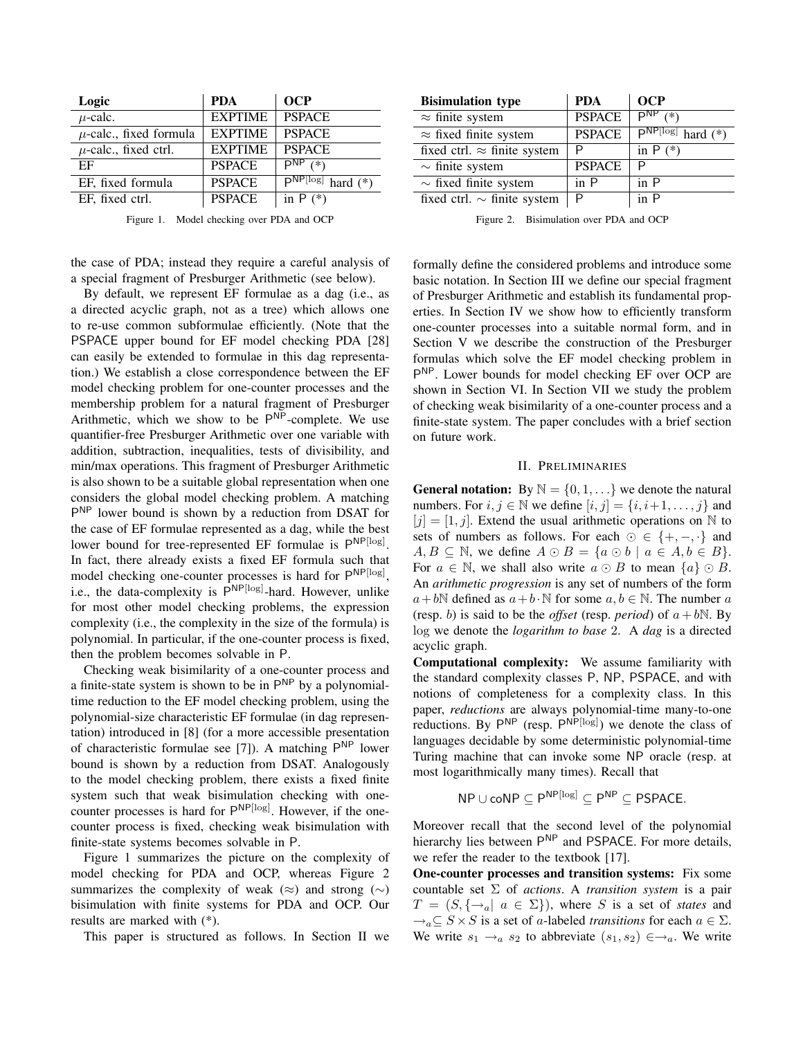| Logic | PDA | OCP |
|---|---|---|
| $\mu$-calc. | EXPTIME | PSPACE |
| $\mu$-calc., fixed formula | EXPTIME | PSPACE |
| $\mu$-calc., fixed ctrl. | EXPTIME | PSPACE |
| EF | PSPACE | $\mathsf{P}^{\mathsf{NP}}$ (*) |
| EF, fixed formula | PSPACE | $\mathsf{P}^{\mathsf{NP}[\log]}$ hard (*) |
| EF, fixed ctrl. | PSPACE | in P (*) |

Figure 1. Model checking over PDA and OCP

| Bisimulation type | PDA | OCP |
|---|---|---|
| $\approx$ finite system | PSPACE | $\mathsf{P}^{\mathsf{NP}}$ (*) |
| $\approx$ fixed finite system | PSPACE | $\mathsf{P}^{\mathsf{NP}[\log]}$ hard (*) |
| fixed ctrl. $\approx$ finite system | P | in P (*) |
| $\sim$ finite system | PSPACE | P |
| $\sim$ fixed finite system | in P | in P |
| fixed ctrl. $\sim$ finite system | P | in P |

Figure 2. Bisimulation over PDA and OCP

the case of PDA; instead they require a careful analysis of a special fragment of Presburger Arithmetic (see below).

By default, we represent EF formulae as a dag (i.e., as a directed acyclic graph, not as a tree) which allows one to re-use common subformulae efficiently. (Note that the PSPACE upper bound for EF model checking PDA [28] can easily be extended to formulae in this dag representation.) We establish a close correspondence between the EF model checking problem for one-counter processes and the membership problem for a natural fragment of Presburger Arithmetic, which we show to be $\mathsf{P}^{\mathsf{NP}}$-complete. We use quantifier-free Presburger Arithmetic over one variable with addition, subtraction, inequalities, tests of divisibility, and min/max operations. This fragment of Presburger Arithmetic is also shown to be a suitable global representation when one considers the global model checking problem. A matching $\mathsf{P}^{\mathsf{NP}}$ lower bound is shown by a reduction from DSAT for the case of EF formulae represented as a dag, while the best lower bound for tree-represented EF formulae is $\mathsf{P}^{\mathsf{NP}[\log]}$. In fact, there already exists a fixed EF formula such that model checking one-counter processes is hard for $\mathsf{P}^{\mathsf{NP}[\log]}$, i.e., the data-complexity is $\mathsf{P}^{\mathsf{NP}[\log]}$-hard. However, unlike for most other model checking problems, the expression complexity (i.e., the complexity in the size of the formula) is polynomial. In particular, if the one-counter process is fixed, then the problem becomes solvable in P.

Checking weak bisimilarity of a one-counter process and a finite-state system is shown to be in $\mathsf{P}^{\mathsf{NP}}$ by a polynomial-time reduction to the EF model checking problem, using the polynomial-size characteristic EF formulae (in dag representation) introduced in [8] (for a more accessible presentation of characteristic formulae see [7]). A matching $\mathsf{P}^{\mathsf{NP}}$ lower bound is shown by a reduction from DSAT. Analogously to the model checking problem, there exists a fixed finite system such that weak bisimulation checking with one-counter processes is hard for $\mathsf{P}^{\mathsf{NP}[\log]}$. However, if the one-counter process is fixed, checking weak bisimulation with finite-state systems becomes solvable in P.

Figure 1 summarizes the picture on the complexity of model checking for PDA and OCP, whereas Figure 2 summarizes the complexity of weak ($\approx$) and strong ($\sim$) bisimulation with finite systems for PDA and OCP. Our results are marked with (*).

This paper is structured as follows. In Section II we formally define the considered problems and introduce some basic notation. In Section III we define our special fragment of Presburger Arithmetic and establish its fundamental properties. In Section IV we show how to efficiently transform one-counter processes into a suitable normal form, and in Section V we describe the construction of the Presburger formulas which solve the EF model checking problem in $\mathsf{P}^{\mathsf{NP}}$. Lower bounds for model checking EF over OCP are shown in Section VI. In Section VII we study the problem of checking weak bisimilarity of a one-counter process and a finite-state system. The paper concludes with a brief section on future work.

## II. Preliminaries

**General notation:** By $\mathbb{N} = \{0, 1, \ldots\}$ we denote the natural numbers. For $i, j \in \mathbb{N}$ we define $[i, j] = \{i, i+1, \ldots, j\}$ and $[j] = [1, j]$. Extend the usual arithmetic operations on $\mathbb{N}$ to sets of numbers as follows. For each $\odot \in \{+, -, \cdot\}$ and $A, B \subseteq \mathbb{N}$, we define $A \odot B = \{a \odot b \mid a \in A, b \in B\}$. For $a \in \mathbb{N}$, we shall also write $a \odot B$ to mean $\{a\} \odot B$. An *arithmetic progression* is any set of numbers of the form $a + b\mathbb{N}$ defined as $a + b \cdot \mathbb{N}$ for some $a, b \in \mathbb{N}$. The number $a$ (resp. $b$) is said to be the *offset* (resp. *period*) of $a + b\mathbb{N}$. By $\log$ we denote the *logarithm to base* 2. A *dag* is a directed acyclic graph.

**Computational complexity:** We assume familiarity with the standard complexity classes P, NP, PSPACE, and with notions of completeness for a complexity class. In this paper, *reductions* are always polynomial-time many-to-one reductions. By $\mathsf{P}^{\mathsf{NP}}$ (resp. $\mathsf{P}^{\mathsf{NP}[\log]}$) we denote the class of languages decidable by some deterministic polynomial-time Turing machine that can invoke some NP oracle (resp. at most logarithmically many times). Recall that

$$\mathsf{NP} \cup \mathsf{coNP} \subseteq \mathsf{P}^{\mathsf{NP}[\log]} \subseteq \mathsf{P}^{\mathsf{NP}} \subseteq \mathsf{PSPACE}.$$

Moreover recall that the second level of the polynomial hierarchy lies between $\mathsf{P}^{\mathsf{NP}}$ and PSPACE. For more details, we refer the reader to the textbook [17].

**One-counter processes and transition systems:** Fix some countable set $\Sigma$ of *actions*. A *transition system* is a pair $T = (S, \{\to_a \mid a \in \Sigma\})$, where $S$ is a set of *states* and $\to_a \subseteq S \times S$ is a set of $a$-labeled *transitions* for each $a \in \Sigma$. We write $s_1 \to_a s_2$ to abbreviate $(s_1, s_2) \in \to_a$. We write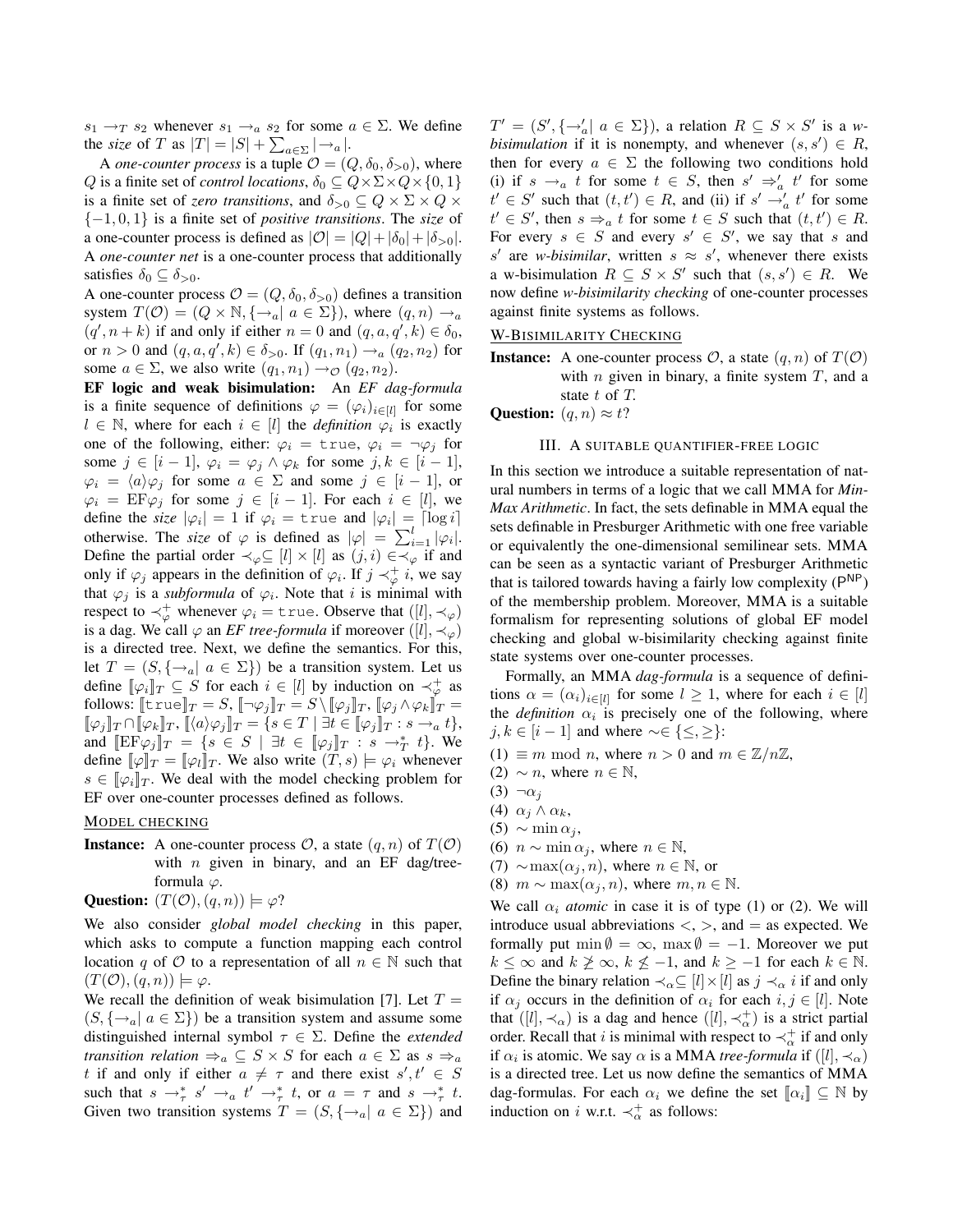$s_1 \rightarrow_T s_2$ whenever $s_1 \rightarrow_a s_2$ for some $a \in \Sigma$. We define the *size* of $T$ as $|T| = |S| + \sum_{a \in \Sigma} |\rightarrow_a|$.

A *one-counter process* is a tuple $\mathcal{O} = (Q, \delta_0, \delta_{>0})$, where $Q$ is a finite set of *control locations*, $\delta_0 \subseteq Q \times \Sigma \times Q \times \{0, 1\}$ is a finite set of *zero transitions*, and $\delta_{>0} \subseteq Q \times \Sigma \times Q \times \{-1, 0, 1\}$ is a finite set of *positive transitions*. The *size* of a one-counter process is defined as $|\mathcal{O}| = |Q| + |\delta_0| + |\delta_{>0}|$. A *one-counter net* is a one-counter process that additionally satisfies $\delta_0 \subseteq \delta_{>0}$.

A one-counter process $\mathcal{O} = (Q, \delta_0, \delta_{>0})$ defines a transition system $T(\mathcal{O}) = (Q \times \mathbb{N}, \{\rightarrow_a \mid a \in \Sigma\})$, where $(q, n) \rightarrow_a (q', n + k)$ if and only if either $n = 0$ and $(q, a, q', k) \in \delta_0$, or $n > 0$ and $(q, a, q', k) \in \delta_{>0}$. If $(q_1, n_1) \rightarrow_a (q_2, n_2)$ for some $a \in \Sigma$, we also write $(q_1, n_1) \rightarrow_{\mathcal{O}} (q_2, n_2)$.

**EF logic and weak bisimulation:** An *EF dag-formula* is a finite sequence of definitions $\varphi = (\varphi_i)_{i \in [l]}$ for some $l \in \mathbb{N}$, where for each $i \in [l]$ the *definition* $\varphi_i$ is exactly one of the following, either: $\varphi_i = \texttt{true}$, $\varphi_i = \neg\varphi_j$ for some $j \in [i-1]$, $\varphi_i = \varphi_j \wedge \varphi_k$ for some $j, k \in [i-1]$, $\varphi_i = \langle a \rangle \varphi_j$ for some $a \in \Sigma$ and some $j \in [i-1]$, or $\varphi_i = \text{EF}\varphi_j$ for some $j \in [i-1]$. For each $i \in [l]$, we define the *size* $|\varphi_i| = 1$ if $\varphi_i = \texttt{true}$ and $|\varphi_i| = \lceil \log i \rceil$ otherwise. The *size* of $\varphi$ is defined as $|\varphi| = \sum_{i=1}^{l} |\varphi_i|$. Define the partial order $\prec_\varphi \subseteq [l] \times [l]$ as $(j, i) \in \prec_\varphi$ if and only if $\varphi_j$ appears in the definition of $\varphi_i$. If $j \prec_\varphi^+ i$, we say that $\varphi_j$ is a *subformula* of $\varphi_i$. Note that $i$ is minimal with respect to $\prec_\varphi^+$ whenever $\varphi_i = \texttt{true}$. Observe that $([l], \prec_\varphi)$ is a dag. We call $\varphi$ an *EF tree-formula* if moreover $([l], \prec_\varphi)$ is a directed tree. Next, we define the semantics. For this, let $T = (S, \{\rightarrow_a \mid a \in \Sigma\})$ be a transition system. Let us define $[\![\varphi_i]\!]_T \subseteq S$ for each $i \in [l]$ by induction on $\prec_\varphi^+$ as follows: $[\![\texttt{true}]\!]_T = S$, $[\![\neg\varphi_j]\!]_T = S \setminus [\![\varphi_j]\!]_T$, $[\![\varphi_j \wedge \varphi_k]\!]_T = [\![\varphi_j]\!]_T \cap [\![\varphi_k]\!]_T$, $[\![\langle a \rangle \varphi_j]\!]_T = \{s \in T \mid \exists t \in [\![\varphi_j]\!]_T : s \rightarrow_a t\}$, and $[\![\text{EF}\varphi_j]\!]_T = \{s \in S \mid \exists t \in [\![\varphi_j]\!]_T : s \rightarrow_T^* t\}$. We define $[\![\varphi]\!]_T = [\![\varphi_l]\!]_T$. We also write $(T, s) \models \varphi_i$ whenever $s \in [\![\varphi_i]\!]_T$. We deal with the model checking problem for EF over one-counter processes defined as follows.

MODEL CHECKING

**Instance:** A one-counter process $\mathcal{O}$, a state $(q, n)$ of $T(\mathcal{O})$ with $n$ given in binary, and an EF dag/tree-formula $\varphi$.

**Question:** $(T(\mathcal{O}), (q, n)) \models \varphi$?

We also consider *global model checking* in this paper, which asks to compute a function mapping each control location $q$ of $\mathcal{O}$ to a representation of all $n \in \mathbb{N}$ such that $(T(\mathcal{O}), (q, n)) \models \varphi$.

We recall the definition of weak bisimulation [7]. Let $T = (S, \{\rightarrow_a \mid a \in \Sigma\})$ be a transition system and assume some distinguished internal symbol $\tau \in \Sigma$. Define the *extended transition relation* $\Rightarrow_a \subseteq S \times S$ for each $a \in \Sigma$ as $s \Rightarrow_a t$ if and only if either $a \neq \tau$ and there exist $s', t' \in S$ such that $s \rightarrow_\tau^* s' \rightarrow_a t' \rightarrow_\tau^* t$, or $a = \tau$ and $s \rightarrow_\tau^* t$. Given two transition systems $T = (S, \{\rightarrow_a \mid a \in \Sigma\})$ and $T' = (S', \{\rightarrow'_a \mid a \in \Sigma\})$, a relation $R \subseteq S \times S'$ is a *w-bisimulation* if it is nonempty, and whenever $(s, s') \in R$, then for every $a \in \Sigma$ the following two conditions hold (i) if $s \rightarrow_a t$ for some $t \in S$, then $s' \Rightarrow'_a t'$ for some $t' \in S'$ such that $(t, t') \in R$, and (ii) if $s' \rightarrow'_a t'$ for some $t' \in S'$, then $s \Rightarrow_a t$ for some $t \in S$ such that $(t, t') \in R$. For every $s \in S$ and every $s' \in S'$, we say that $s$ and $s'$ are *w-bisimilar*, written $s \approx s'$, whenever there exists a w-bisimulation $R \subseteq S \times S'$ such that $(s, s') \in R$. We now define *w-bisimilarity checking* of one-counter processes against finite systems as follows.

W-BISIMILARITY CHECKING

**Instance:** A one-counter process $\mathcal{O}$, a state $(q, n)$ of $T(\mathcal{O})$ with $n$ given in binary, a finite system $T$, and a state $t$ of $T$.

**Question:** $(q, n) \approx t$?

## III. A SUITABLE QUANTIFIER-FREE LOGIC

In this section we introduce a suitable representation of natural numbers in terms of a logic that we call MMA for *Min-Max Arithmetic*. In fact, the sets definable in MMA equal the sets definable in Presburger Arithmetic with one free variable or equivalently the one-dimensional semilinear sets. MMA can be seen as a syntactic variant of Presburger Arithmetic that is tailored towards having a fairly low complexity ($\mathsf{P}^{\mathsf{NP}}$) of the membership problem. Moreover, MMA is a suitable formalism for representing solutions of global EF model checking and global w-bisimilarity checking against finite state systems over one-counter processes.

Formally, an MMA *dag-formula* is a sequence of definitions $\alpha = (\alpha_i)_{i \in [l]}$ for some $l \geq 1$, where for each $i \in [l]$ the *definition* $\alpha_i$ is precisely one of the following, where $j, k \in [i-1]$ and where $\sim \in \{\leq, \geq\}$:

(1) $\equiv m \bmod n$, where $n > 0$ and $m \in \mathbb{Z}/n\mathbb{Z}$,
(2) $\sim n$, where $n \in \mathbb{N}$,
(3) $\neg\alpha_j$
(4) $\alpha_j \wedge \alpha_k$,
(5) $\sim \min \alpha_j$,
(6) $n \sim \min \alpha_j$, where $n \in \mathbb{N}$,
(7) $\sim \max(\alpha_j, n)$, where $n \in \mathbb{N}$, or
(8) $m \sim \max(\alpha_j, n)$, where $m, n \in \mathbb{N}$.

We call $\alpha_i$ *atomic* in case it is of type (1) or (2). We will introduce usual abbreviations $<$, $>$, and $=$ as expected. We formally put $\min \emptyset = \infty$, $\max \emptyset = -1$. Moreover we put $k \leq \infty$ and $k \not\geq \infty$, $k \not\leq -1$, and $k \geq -1$ for each $k \in \mathbb{N}$. Define the binary relation $\prec_\alpha \subseteq [l] \times [l]$ as $j \prec_\alpha i$ if and only if $\alpha_j$ occurs in the definition of $\alpha_i$ for each $i, j \in [l]$. Note that $([l], \prec_\alpha)$ is a dag and hence $([l], \prec_\alpha^+)$ is a strict partial order. Recall that $i$ is minimal with respect to $\prec_\alpha^+$ if and only if $\alpha_i$ is atomic. We say $\alpha$ is a MMA *tree-formula* if $([l], \prec_\alpha)$ is a directed tree. Let us now define the semantics of MMA dag-formulas. For each $\alpha_i$ we define the set $[\![\alpha_i]\!] \subseteq \mathbb{N}$ by induction on $i$ w.r.t. $\prec_\alpha^+$ as follows: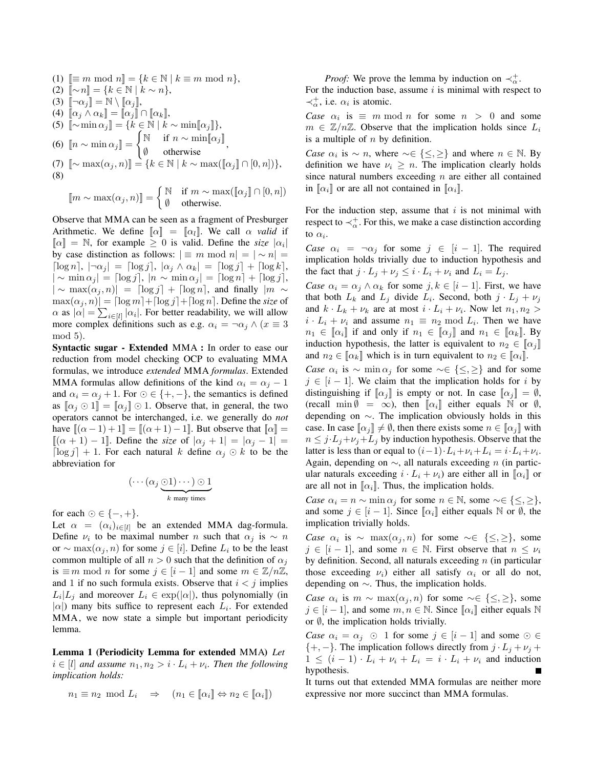(1) $[\![\equiv m \bmod n]\!] = \{k \in \mathbb{N} \mid k \equiv m \bmod n\}$,
(2) $[\![\sim n]\!] = \{k \in \mathbb{N} \mid k \sim n\}$,
(3) $[\![\neg\alpha_j]\!] = \mathbb{N} \setminus [\![\alpha_j]\!]$,
(4) $[\![\alpha_j \wedge \alpha_k]\!] = [\![\alpha_j]\!] \cap [\![\alpha_k]\!]$,
(5) $[\![\sim \min \alpha_j]\!] = \{k \in \mathbb{N} \mid k \sim \min[\![\alpha_j]\!]\}$,
(6) $[\![n \sim \min \alpha_j]\!] = \begin{cases} \mathbb{N} & \text{if } n \sim \min[\![\alpha_j]\!] \\ \emptyset & \text{otherwise} \end{cases}$,
(7) $[\![\sim \max(\alpha_j, n)]\!] = \{k \in \mathbb{N} \mid k \sim \max([\![\alpha_j]\!] \cap [0, n])\}$,
(8)

$$[\![m \sim \max(\alpha_j, n)]\!] = \begin{cases} \mathbb{N} & \text{if } m \sim \max([\![\alpha_j]\!] \cap [0, n]) \\ \emptyset & \text{otherwise.} \end{cases}$$

Observe that MMA can be seen as a fragment of Presburger Arithmetic. We define $[\![\alpha]\!] = [\![\alpha_l]\!]$. We call $\alpha$ *valid* if $[\![\alpha]\!] = \mathbb{N}$, for example $\geq 0$ is valid. Define the *size* $|\alpha_i|$ by case distinction as follows: $|\equiv m \bmod n| = |\sim n| = \lceil \log n \rceil$, $|\neg\alpha_j| = \lceil \log j \rceil$, $|\alpha_j \wedge \alpha_k| = \lceil \log j \rceil + \lceil \log k \rceil$, $|\sim \min \alpha_j| = \lceil \log j \rceil$, $|n \sim \min \alpha_j| = \lceil \log n \rceil + \lceil \log j \rceil$, $|\sim \max(\alpha_j, n)| = \lceil \log j \rceil + \lceil \log n \rceil$, and finally $|m \sim \max(\alpha_j, n)| = \lceil \log m \rceil + \lceil \log j \rceil + \lceil \log n \rceil$. Define the *size* of $\alpha$ as $|\alpha| = \sum_{i \in [l]} |\alpha_i|$. For better readability, we will allow more complex definitions such as e.g. $\alpha_i = \neg\alpha_j \wedge (x \equiv 3 \bmod 5)$.

**Syntactic sugar - Extended MMA :** In order to ease our reduction from model checking OCP to evaluating MMA formulas, we introduce *extended* MMA *formulas*. Extended MMA formulas allow definitions of the kind $\alpha_i = \alpha_j - 1$ and $\alpha_i = \alpha_j + 1$. For $\odot \in \{+, -\}$, the semantics is defined as $[\![\alpha_j \odot 1]\!] = [\![\alpha_j]\!] \odot 1$. Observe that, in general, the two operators cannot be interchanged, i.e. we generally do *not* have $[\![(\alpha - 1) + 1]\!] = [\![(\alpha + 1) - 1]\!]$. But observe that $[\![\alpha]\!] = [\![(\alpha + 1) - 1]\!]$. Define the *size* of $|\alpha_j + 1| = |\alpha_j - 1| = \lceil \log j \rceil + 1$. For each natural $k$ define $\alpha_j \odot k$ to be the abbreviation for

$$(\cdots(\alpha_j \underbrace{\odot 1) \cdots) \odot 1}_{k \text{ many times}}$$

for each $\odot \in \{-, +\}$.

Let $\alpha = (\alpha_i)_{i \in [l]}$ be an extended MMA dag-formula. Define $\nu_i$ to be maximal number $n$ such that $\alpha_j$ is $\sim n$ or $\sim \max(\alpha_j, n)$ for some $j \in [i]$. Define $L_i$ to be the least common multiple of all $n > 0$ such that the definition of $\alpha_j$ is $\equiv m \bmod n$ for some $j \in [i-1]$ and some $m \in \mathbb{Z}/n\mathbb{Z}$, and 1 if no such formula exists. Observe that $i < j$ implies $L_i | L_j$ and moreover $L_i \in \exp(|\alpha|)$, thus polynomially (in $|\alpha|$) many bits suffice to represent each $L_i$. For extended MMA, we now state a simple but important periodicity lemma.

**Lemma 1 (Periodicity Lemma for extended MMA)** *Let $i \in [l]$ and assume $n_1, n_2 > i \cdot L_i + \nu_i$. Then the following implication holds:*

$$n_1 \equiv n_2 \bmod L_i \quad \Rightarrow \quad (n_1 \in [\![\alpha_i]\!] \Leftrightarrow n_2 \in [\![\alpha_i]\!])$$

*Proof:* We prove the lemma by induction on $\prec_\alpha^+$. For the induction base, assume $i$ is minimal with respect to $\prec_\alpha^+$, i.e. $\alpha_i$ is atomic.

*Case* $\alpha_i$ is $\equiv m \bmod n$ for some $n > 0$ and some $m \in \mathbb{Z}/n\mathbb{Z}$. Observe that the implication holds since $L_i$ is a multiple of $n$ by definition.

*Case* $\alpha_i$ is $\sim n$, where $\sim \in \{\leq, \geq\}$ and where $n \in \mathbb{N}$. By definition we have $\nu_i \geq n$. The implication clearly holds since natural numbers exceeding $n$ are either all contained in $[\![\alpha_i]\!]$ or are all not contained in $[\![\alpha_i]\!]$.

For the induction step, assume that $i$ is not minimal with respect to $\prec_\alpha^+$. For this, we make a case distinction according to $\alpha_i$.

*Case* $\alpha_i = \neg\alpha_j$ for some $j \in [i-1]$. The required implication holds trivially due to induction hypothesis and the fact that $j \cdot L_j + \nu_j \leq i \cdot L_i + \nu_i$ and $L_i = L_j$.

*Case* $\alpha_i = \alpha_j \wedge \alpha_k$ for some $j, k \in [i-1]$. First, we have that both $L_k$ and $L_j$ divide $L_i$. Second, both $j \cdot L_j + \nu_j$ and $k \cdot L_k + \nu_k$ are at most $i \cdot L_i + \nu_i$. Now let $n_1, n_2 > i \cdot L_i + \nu_i$ and assume $n_1 \equiv n_2 \bmod L_i$. Then we have $n_1 \in [\![\alpha_i]\!]$ if and only if $n_1 \in [\![\alpha_j]\!]$ and $n_1 \in [\![\alpha_k]\!]$. By induction hypothesis, the latter is equivalent to $n_2 \in [\![\alpha_j]\!]$ and $n_2 \in [\![\alpha_k]\!]$ which is in turn equivalent to $n_2 \in [\![\alpha_i]\!]$.

*Case* $\alpha_i$ is $\sim \min \alpha_j$ for some $\sim \in \{\leq, \geq\}$ and for some $j \in [i-1]$. We claim that the implication holds for $i$ by distinguishing if $[\![\alpha_j]\!]$ is empty or not. In case $[\![\alpha_j]\!] = \emptyset$, (recall $\min \emptyset = \infty$), then $[\![\alpha_i]\!]$ either equals $\mathbb{N}$ or $\emptyset$, depending on $\sim$. The implication obviously holds in this case. In case $[\![\alpha_j]\!] \neq \emptyset$, then there exists some $n \in [\![\alpha_j]\!]$ with $n \leq j \cdot L_j + \nu_j + L_j$ by induction hypothesis. Observe that the latter is less than or equal to $(i-1) \cdot L_i + \nu_i + L_i = i \cdot L_i + \nu_i$. Again, depending on $\sim$, all naturals exceeding $n$ (in particular naturals exceeding $i \cdot L_i + \nu_i$) are either all in $[\![\alpha_i]\!]$ or are all not in $[\![\alpha_i]\!]$. Thus, the implication holds.

*Case* $\alpha_i = n \sim \min \alpha_j$ for some $n \in \mathbb{N}$, some $\sim \in \{\leq, \geq\}$, and some $j \in [i-1]$. Since $[\![\alpha_i]\!]$ either equals $\mathbb{N}$ or $\emptyset$, the implication trivially holds.

*Case* $\alpha_i$ is $\sim \max(\alpha_j, n)$ for some $\sim \in \{\leq, \geq\}$, some $j \in [i-1]$, and some $n \in \mathbb{N}$. First observe that $n \leq \nu_i$ by definition. Second, all naturals exceeding $n$ (in particular those exceeding $\nu_i$) either all satisfy $\alpha_i$ or all do not, depending on $\sim$. Thus, the implication holds.

*Case* $\alpha_i$ is $m \sim \max(\alpha_j, n)$ for some $\sim \in \{\leq, \geq\}$, some $j \in [i-1]$, and some $m, n \in \mathbb{N}$. Since $[\![\alpha_i]\!]$ either equals $\mathbb{N}$ or $\emptyset$, the implication holds trivially.

*Case* $\alpha_i = \alpha_j \odot 1$ for some $j \in [i-1]$ and some $\odot \in \{+, -\}$. The implication follows directly from $j \cdot L_j + \nu_j + 1 \leq (i-1) \cdot L_i + \nu_i + L_i = i \cdot L_i + \nu_i$ and induction hypothesis. ∎

It turns out that extended MMA formulas are neither more expressive nor more succinct than MMA formulas.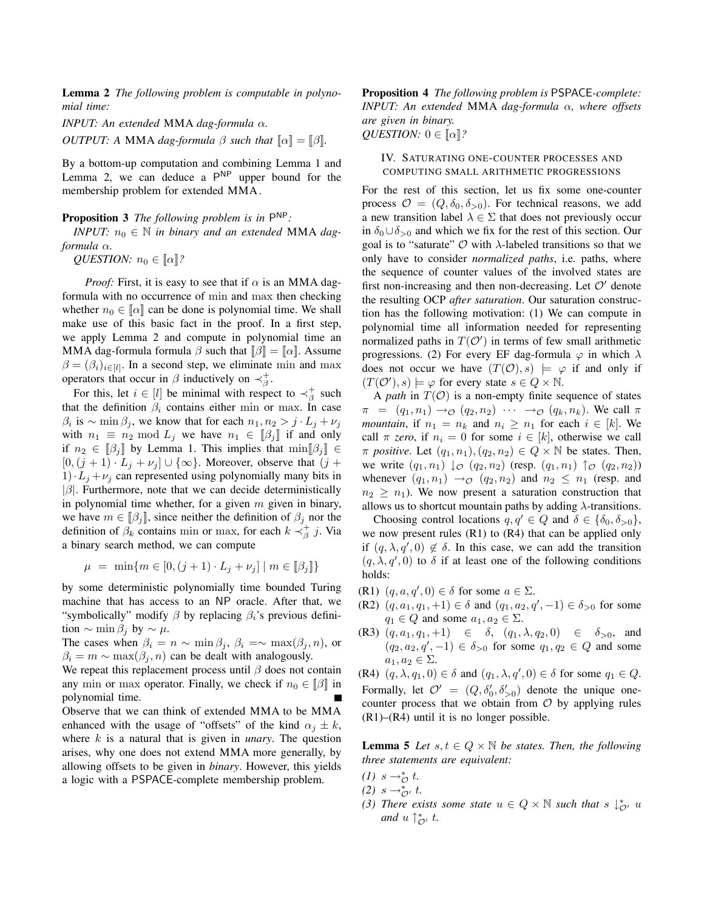**Lemma 2** *The following problem is computable in polynomial time:*

*INPUT: An extended* MMA *dag-formula* $\alpha$.

*OUTPUT: A* MMA *dag-formula* $\beta$ *such that* $[\![\alpha]\!] = [\![\beta]\!]$.

By a bottom-up computation and combining Lemma 1 and Lemma 2, we can deduce a $\mathsf{P}^{\mathsf{NP}}$ upper bound for the membership problem for extended MMA.

**Proposition 3** *The following problem is in* $\mathsf{P}^{\mathsf{NP}}$*:*

*INPUT:* $n_0 \in \mathbb{N}$ *in binary and an extended* MMA *dag-formula* $\alpha$.

*QUESTION:* $n_0 \in [\![\alpha]\!]$*?*

*Proof:* First, it is easy to see that if $\alpha$ is an MMA dag-formula with no occurrence of min and max then checking whether $n_0 \in [\![\alpha]\!]$ can be done is polynomial time. We shall make use of this basic fact in the proof. In a first step, we apply Lemma 2 and compute in polynomial time an MMA dag-formula formula $\beta$ such that $[\![\beta]\!] = [\![\alpha]\!]$. Assume $\beta = (\beta_i)_{i \in [l]}$. In a second step, we eliminate min and max operators that occur in $\beta$ inductively on $\prec_\beta^+$.

For this, let $i \in [l]$ be minimal with respect to $\prec_\beta^+$ such that the definition $\beta_i$ contains either min or max. In case $\beta_i$ is $\sim \min \beta_j$, we know that for each $n_1, n_2 > j \cdot L_j + \nu_j$ with $n_1 \equiv n_2 \bmod L_j$ we have $n_1 \in [\![\beta_j]\!]$ if and only if $n_2 \in [\![\beta_j]\!]$ by Lemma 1. This implies that $\min [\![\beta_j]\!] \in [0, (j+1) \cdot L_j + \nu_j] \cup \{\infty\}$. Moreover, observe that $(j+1) \cdot L_j + \nu_j$ can represented using polynomially many bits in $|\beta|$. Furthermore, note that we can decide deterministically in polynomial time whether, for a given $m$ given in binary, we have $m \in [\![\beta_j]\!]$, since neither the definition of $\beta_j$ nor the definition of $\beta_k$ contains min or max, for each $k \prec_\beta^+ j$. Via a binary search method, we can compute

$$\mu \;=\; \min\{m \in [0, (j+1) \cdot L_j + \nu_j] \mid m \in [\![\beta_j]\!]\}$$

by some deterministic polynomially time bounded Turing machine that has access to an NP oracle. After that, we "symbolically" modify $\beta$ by replacing $\beta_i$'s previous definition $\sim \min \beta_j$ by $\sim \mu$.

The cases when $\beta_i = n \sim \min \beta_j$, $\beta_i = \sim \max(\beta_j, n)$, or $\beta_i = m \sim \max(\beta_j, n)$ can be dealt with analogously.

We repeat this replacement process until $\beta$ does not contain any min or max operator. Finally, we check if $n_0 \in [\![\beta]\!]$ in polynomial time. ∎

Observe that we can think of extended MMA to be MMA enhanced with the usage of "offsets" of the kind $\alpha_j \pm k$, where $k$ is a natural that is given in *unary*. The question arises, why one does not extend MMA more generally, by allowing offsets to be given in *binary*. However, this yields a logic with a PSPACE-complete membership problem.

**Proposition 4** *The following problem is* PSPACE*-complete:*

*INPUT: An extended* MMA *dag-formula* $\alpha$*, where offsets are given in binary.*

*QUESTION:* $0 \in [\![\alpha]\!]$*?*

## IV. Saturating one-counter processes and computing small arithmetic progressions

For the rest of this section, let us fix some one-counter process $\mathcal{O} = (Q, \delta_0, \delta_{>0})$. For technical reasons, we add a new transition label $\lambda \in \Sigma$ that does not previously occur in $\delta_0 \cup \delta_{>0}$ and which we fix for the rest of this section. Our goal is to "saturate" $\mathcal{O}$ with $\lambda$-labeled transitions so that we only have to consider *normalized paths*, i.e. paths, where the sequence of counter values of the involved states are first non-increasing and then non-decreasing. Let $\mathcal{O}'$ denote the resulting OCP *after saturation*. Our saturation construction has the following motivation: (1) We can compute in polynomial time all information needed for representing normalized paths in $T(\mathcal{O}')$ in terms of few small arithmetic progressions. (2) For every EF dag-formula $\varphi$ in which $\lambda$ does not occur we have $(T(\mathcal{O}), s) \models \varphi$ if and only if $(T(\mathcal{O}'), s) \models \varphi$ for every state $s \in Q \times \mathbb{N}$.

A *path* in $T(\mathcal{O})$ is a non-empty finite sequence of states $\pi = (q_1, n_1) \to_{\mathcal{O}} (q_2, n_2) \cdots \to_{\mathcal{O}} (q_k, n_k)$. We call $\pi$ *mountain*, if $n_1 = n_k$ and $n_i \geq n_1$ for each $i \in [k]$. We call $\pi$ *zero*, if $n_i = 0$ for some $i \in [k]$, otherwise we call $\pi$ *positive*. Let $(q_1, n_1), (q_2, n_2) \in Q \times \mathbb{N}$ be states. Then, we write $(q_1, n_1) \downarrow_{\mathcal{O}} (q_2, n_2)$ (resp. $(q_1, n_1) \uparrow_{\mathcal{O}} (q_2, n_2)$) whenever $(q_1, n_1) \to_{\mathcal{O}} (q_2, n_2)$ and $n_2 \leq n_1$ (resp. and $n_2 \geq n_1$). We now present a saturation construction that allows us to shortcut mountain paths by adding $\lambda$-transitions.

Choosing control locations $q, q' \in Q$ and $\delta \in \{\delta_0, \delta_{>0}\}$, we now present rules (R1) to (R4) that can be applied only if $(q, \lambda, q', 0) \notin \delta$. In this case, we can add the transition $(q, \lambda, q', 0)$ to $\delta$ if at least one of the following conditions holds:

- (R1) $(q, a, q', 0) \in \delta$ for some $a \in \Sigma$.
- (R2) $(q, a_1, q_1, +1) \in \delta$ and $(q_1, a_2, q', -1) \in \delta_{>0}$ for some $q_1 \in Q$ and some $a_1, a_2 \in \Sigma$.
- (R3) $(q, a_1, q_1, +1) \in \delta$, $(q_1, \lambda, q_2, 0) \in \delta_{>0}$, and $(q_2, a_2, q', -1) \in \delta_{>0}$ for some $q_1, q_2 \in Q$ and some $a_1, a_2 \in \Sigma$.
- (R4) $(q, \lambda, q_1, 0) \in \delta$ and $(q_1, \lambda, q', 0) \in \delta$ for some $q_1 \in Q$.

Formally, let $\mathcal{O}' = (Q, \delta_0', \delta_{>0}')$ denote the unique one-counter process that we obtain from $\mathcal{O}$ by applying rules (R1)–(R4) until it is no longer possible.

**Lemma 5** *Let* $s, t \in Q \times \mathbb{N}$ *be states. Then, the following three statements are equivalent:*

*(1)* $s \to_{\mathcal{O}}^* t$.

*(2)* $s \to_{\mathcal{O}'}^* t$.

*(3) There exists some state* $u \in Q \times \mathbb{N}$ *such that* $s \downarrow_{\mathcal{O}'}^* u$ *and* $u \uparrow_{\mathcal{O}'}^* t$.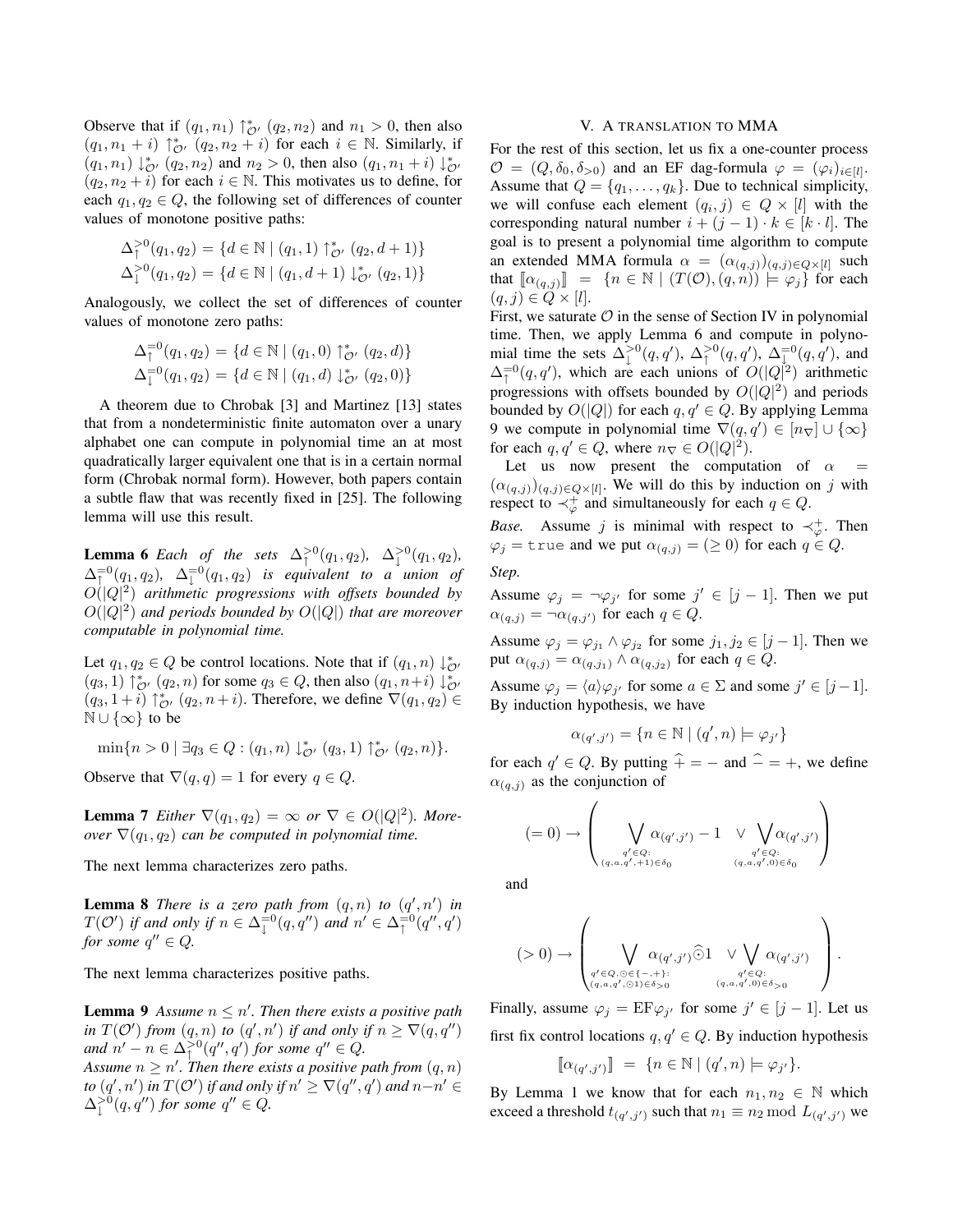Observe that if $(q_1, n_1) \uparrow^*_{\mathcal{O}'} (q_2, n_2)$ and $n_1 > 0$, then also $(q_1, n_1 + i) \uparrow^*_{\mathcal{O}'} (q_2, n_2 + i)$ for each $i \in \mathbb{N}$. Similarly, if $(q_1, n_1) \downarrow^*_{\mathcal{O}'} (q_2, n_2)$ and $n_2 > 0$, then also $(q_1, n_1 + i) \downarrow^*_{\mathcal{O}'} (q_2, n_2 + i)$ for each $i \in \mathbb{N}$. This motivates us to define, for each $q_1, q_2 \in Q$, the following set of differences of counter values of monotone positive paths:

$$\Delta^{>0}_{\uparrow}(q_1, q_2) = \{d \in \mathbb{N} \mid (q_1, 1) \uparrow^*_{\mathcal{O}'} (q_2, d+1)\}$$
$$\Delta^{>0}_{\downarrow}(q_1, q_2) = \{d \in \mathbb{N} \mid (q_1, d+1) \downarrow^*_{\mathcal{O}'} (q_2, 1)\}$$

Analogously, we collect the set of differences of counter values of monotone zero paths:

$$\Delta^{=0}_{\uparrow}(q_1, q_2) = \{d \in \mathbb{N} \mid (q_1, 0) \uparrow^*_{\mathcal{O}'} (q_2, d)\}$$
$$\Delta^{=0}_{\downarrow}(q_1, q_2) = \{d \in \mathbb{N} \mid (q_1, d) \downarrow^*_{\mathcal{O}'} (q_2, 0)\}$$

A theorem due to Chrobak [3] and Martinez [13] states that from a nondeterministic finite automaton over a unary alphabet one can compute in polynomial time an at most quadratically larger equivalent one that is in a certain normal form (Chrobak normal form). However, both papers contain a subtle flaw that was recently fixed in [25]. The following lemma will use this result.

**Lemma 6** *Each of the sets $\Delta^{>0}_{\uparrow}(q_1, q_2)$, $\Delta^{>0}_{\downarrow}(q_1, q_2)$, $\Delta^{=0}_{\uparrow}(q_1, q_2)$, $\Delta^{=0}_{\downarrow}(q_1, q_2)$ is equivalent to a union of $O(|Q|^2)$ arithmetic progressions with offsets bounded by $O(|Q|^2)$ and periods bounded by $O(|Q|)$ that are moreover computable in polynomial time.*

Let $q_1, q_2 \in Q$ be control locations. Note that if $(q_1, n) \downarrow^*_{\mathcal{O}'} (q_3, 1) \uparrow^*_{\mathcal{O}'} (q_2, n)$ for some $q_3 \in Q$, then also $(q_1, n+i) \downarrow^*_{\mathcal{O}'} (q_3, 1+i) \uparrow^*_{\mathcal{O}'} (q_2, n+i)$. Therefore, we define $\nabla(q_1, q_2) \in \mathbb{N} \cup \{\infty\}$ to be

$$\min\{n > 0 \mid \exists q_3 \in Q : (q_1, n) \downarrow^*_{\mathcal{O}'} (q_3, 1) \uparrow^*_{\mathcal{O}'} (q_2, n)\}.$$

Observe that $\nabla(q, q) = 1$ for every $q \in Q$.

**Lemma 7** *Either $\nabla(q_1, q_2) = \infty$ or $\nabla \in O(|Q|^2)$. Moreover $\nabla(q_1, q_2)$ can be computed in polynomial time.*

The next lemma characterizes zero paths.

**Lemma 8** *There is a zero path from $(q, n)$ to $(q', n')$ in $T(\mathcal{O}')$ if and only if $n \in \Delta^{=0}_{\downarrow}(q, q'')$ and $n' \in \Delta^{=0}_{\uparrow}(q'', q')$ for some $q'' \in Q$.*

The next lemma characterizes positive paths.

**Lemma 9** *Assume $n \le n'$. Then there exists a positive path in $T(\mathcal{O}')$ from $(q, n)$ to $(q', n')$ if and only if $n \ge \nabla(q, q'')$ and $n' - n \in \Delta^{>0}_{\uparrow}(q'', q')$ for some $q'' \in Q$.*
*Assume $n \ge n'$. Then there exists a positive path from $(q, n)$ to $(q', n')$ in $T(\mathcal{O}')$ if and only if $n' \ge \nabla(q'', q')$ and $n - n' \in \Delta^{>0}_{\downarrow}(q, q'')$ for some $q'' \in Q$.*

## V. A TRANSLATION TO MMA

For the rest of this section, let us fix a one-counter process $\mathcal{O} = (Q, \delta_0, \delta_{>0})$ and an EF dag-formula $\varphi = (\varphi_i)_{i \in [l]}$. Assume that $Q = \{q_1, \ldots, q_k\}$. Due to technical simplicity, we will confuse each element $(q_i, j) \in Q \times [l]$ with the corresponding natural number $i + (j-1) \cdot k \in [k \cdot l]$. The goal is to present a polynomial time algorithm to compute an extended MMA formula $\alpha = (\alpha_{(q,j)})_{(q,j) \in Q \times [l]}$ such that $[\![\alpha_{(q,j)}]\!] = \{n \in \mathbb{N} \mid (T(\mathcal{O}), (q, n)) \models \varphi_j\}$ for each $(q, j) \in Q \times [l]$.

First, we saturate $\mathcal{O}$ in the sense of Section IV in polynomial time. Then, we apply Lemma 6 and compute in polynomial time the sets $\Delta^{>0}_{\downarrow}(q, q')$, $\Delta^{>0}_{\uparrow}(q, q')$, $\Delta^{=0}_{\downarrow}(q, q')$, and $\Delta^{=0}_{\uparrow}(q, q')$, which are each unions of $O(|Q|^2)$ arithmetic progressions with offsets bounded by $O(|Q|^2)$ and periods bounded by $O(|Q|)$ for each $q, q' \in Q$. By applying Lemma 9 we compute in polynomial time $\nabla(q, q') \in [n_\nabla] \cup \{\infty\}$ for each $q, q' \in Q$, where $n_\nabla \in O(|Q|^2)$.

Let us now present the computation of $\alpha = (\alpha_{(q,j)})_{(q,j) \in Q \times [l]}$. We will do this by induction on $j$ with respect to $\prec^+_\varphi$ and simultaneously for each $q \in Q$.

*Base.* Assume $j$ is minimal with respect to $\prec^+_\varphi$. Then $\varphi_j = \texttt{true}$ and we put $\alpha_{(q,j)} = (\ge 0)$ for each $q \in Q$.

*Step.*

Assume $\varphi_j = \neg \varphi_{j'}$ for some $j' \in [j-1]$. Then we put $\alpha_{(q,j)} = \neg \alpha_{(q,j')}$ for each $q \in Q$.

Assume $\varphi_j = \varphi_{j_1} \wedge \varphi_{j_2}$ for some $j_1, j_2 \in [j-1]$. Then we put $\alpha_{(q,j)} = \alpha_{(q,j_1)} \wedge \alpha_{(q,j_2)}$ for each $q \in Q$.

Assume $\varphi_j = \langle a \rangle \varphi_{j'}$ for some $a \in \Sigma$ and some $j' \in [j-1]$. By induction hypothesis, we have

$$\alpha_{(q',j')} = \{n \in \mathbb{N} \mid (q', n) \models \varphi_{j'}\}$$

for each $q' \in Q$. By putting $\widehat{+} = -$ and $\widehat{-} = +$, we define $\alpha_{(q,j)}$ as the conjunction of

$$(=0) \to \left( \bigvee_{\substack{q' \in Q: \\ (q,a,q',+1) \in \delta_0}} \alpha_{(q',j')} - 1 \quad \vee \bigvee_{\substack{q' \in Q: \\ (q,a,q',0) \in \delta_0}} \alpha_{(q',j')} \right)$$

and

$$(>0) \to \left( \bigvee_{\substack{q' \in Q, \odot \in \{-,+\}: \\ (q,a,q',\odot 1) \in \delta_{>0}}} \alpha_{(q',j')} \widehat{\odot} 1 \quad \vee \bigvee_{\substack{q' \in Q: \\ (q,a,q',0) \in \delta_{>0}}} \alpha_{(q',j')} \right).$$

Finally, assume $\varphi_j = \mathrm{EF}\varphi_{j'}$ for some $j' \in [j-1]$. Let us first fix control locations $q, q' \in Q$. By induction hypothesis

$$[\![\alpha_{(q',j')}]\!] = \{n \in \mathbb{N} \mid (q', n) \models \varphi_{j'}\}.$$

By Lemma 1 we know that for each $n_1, n_2 \in \mathbb{N}$ which exceed a threshold $t_{(q',j')}$ such that $n_1 \equiv n_2 \bmod L_{(q',j')}$ we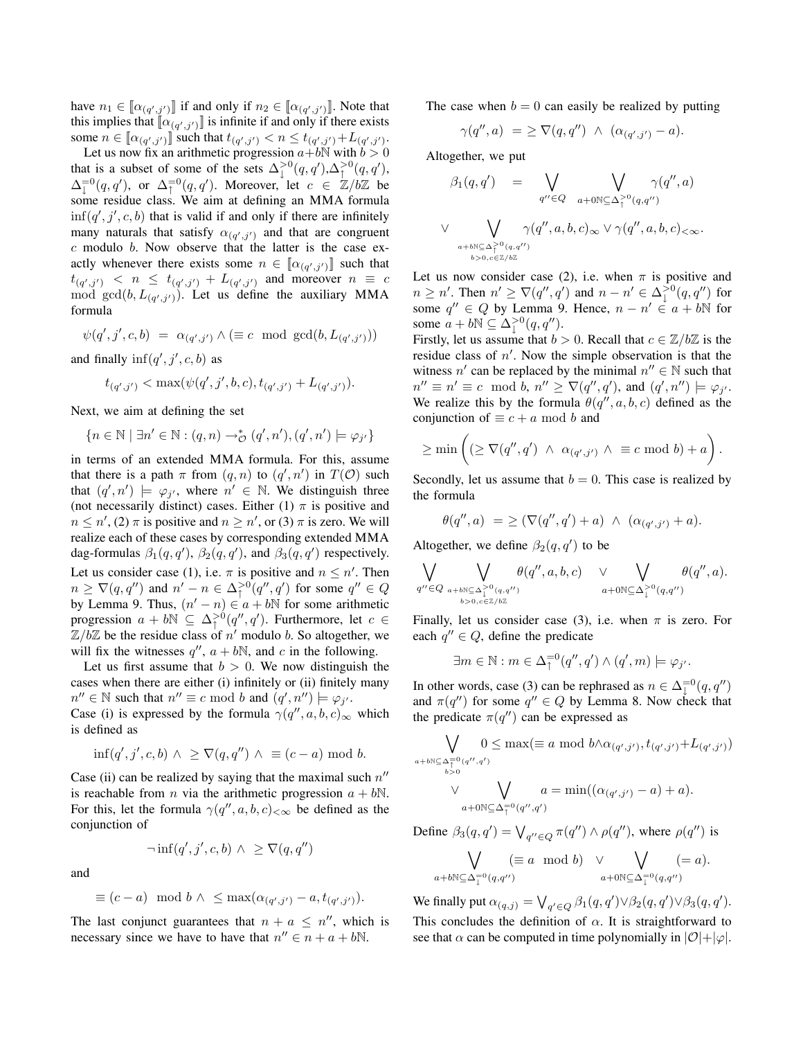have $n_1 \in [\![\alpha_{(q',j')}]\!]$ if and only if $n_2 \in [\![\alpha_{(q',j')}]\!]$. Note that this implies that $[\![\alpha_{(q',j')}]\!]$ is infinite if and only if there exists some $n \in [\![\alpha_{(q',j')}]\!]$ such that $t_{(q',j')} < n \leq t_{(q',j')} + L_{(q',j')}$.

Let us now fix an arithmetic progression $a + b\mathbb{N}$ with $b > 0$ that is a subset of some of the sets $\Delta_{\downarrow}^{>0}(q,q')$, $\Delta_{\uparrow}^{>0}(q,q')$, $\Delta_{\downarrow}^{=0}(q,q')$, or $\Delta_{\uparrow}^{=0}(q,q')$. Moreover, let $c \in \mathbb{Z}/b\mathbb{Z}$ be some residue class. We aim at defining an MMA formula $\inf(q',j',c,b)$ that is valid if and only if there are infinitely many naturals that satisfy $\alpha_{(q',j')}$ and that are congruent $c$ modulo $b$. Now observe that the latter is the case exactly whenever there exists some $n \in [\![\alpha_{(q',j')}]\!]$ such that $t_{(q',j')} < n \leq t_{(q',j')} + L_{(q',j')}$ and moreover $n \equiv c \mod \gcd(b, L_{(q',j')})$. Let us define the auxiliary MMA formula

$$\psi(q',j',c,b) \;=\; \alpha_{(q',j')} \wedge (\equiv c \mod \gcd(b, L_{(q',j')}))$$

and finally $\inf(q',j',c,b)$ as

$$t_{(q',j')} < \max(\psi(q',j',b,c), t_{(q',j')} + L_{(q',j')}).$$

Next, we aim at defining the set

$$\{n \in \mathbb{N} \mid \exists n' \in \mathbb{N} : (q,n) \rightarrow_{\mathcal{O}}^{*} (q',n'), (q',n') \models \varphi_{j'}\}$$

in terms of an extended MMA formula. For this, assume that there is a path $\pi$ from $(q,n)$ to $(q',n')$ in $T(\mathcal{O})$ such that $(q',n') \models \varphi_{j'}$, where $n' \in \mathbb{N}$. We distinguish three (not necessarily distinct) cases. Either (1) $\pi$ is positive and $n \leq n'$, (2) $\pi$ is positive and $n \geq n'$, or (3) $\pi$ is zero. We will realize each of these cases by corresponding extended MMA dag-formulas $\beta_1(q,q')$, $\beta_2(q,q')$, and $\beta_3(q,q')$ respectively.

Let us consider case (1), i.e. $\pi$ is positive and $n \leq n'$. Then $n \geq \nabla(q,q'')$ and $n' - n \in \Delta_{\uparrow}^{>0}(q'',q')$ for some $q'' \in Q$ by Lemma 9. Thus, $(n'-n) \in a + b\mathbb{N}$ for some arithmetic progression $a + b\mathbb{N} \subseteq \Delta_{\uparrow}^{>0}(q'',q')$. Furthermore, let $c \in \mathbb{Z}/b\mathbb{Z}$ be the residue class of $n'$ modulo $b$. So altogether, we will fix the witnesses $q''$, $a + b\mathbb{N}$, and $c$ in the following.

Let us first assume that $b > 0$. We now distinguish the cases when there are either (i) infinitely or (ii) finitely many $n'' \in \mathbb{N}$ such that $n'' \equiv c \mod b$ and $(q',n'') \models \varphi_{j'}$.

Case (i) is expressed by the formula $\gamma(q'',a,b,c)_{\infty}$ which is defined as

$$\inf(q',j',c,b) \;\wedge\; \geq \nabla(q,q'') \;\wedge\; \equiv (c-a) \bmod b.$$

Case (ii) can be realized by saying that the maximal such $n''$ is reachable from $n$ via the arithmetic progression $a + b\mathbb{N}$. For this, let the formula $\gamma(q'',a,b,c)_{<\infty}$ be defined as the conjunction of

$$\neg \inf(q',j',c,b) \;\wedge\; \geq \nabla(q,q'')$$

and

$$\equiv (c-a) \mod b \;\wedge\; \leq \max(\alpha_{(q',j')} - a, t_{(q',j')}).$$

The last conjunct guarantees that $n + a \leq n''$, which is necessary since we have to have that $n'' \in n + a + b\mathbb{N}$.

The case when $b = 0$ can easily be realized by putting

$$\gamma(q'',a) \;=\; \geq \nabla(q,q'') \;\wedge\; (\alpha_{(q',j')} - a).$$

Altogether, we put

$$\beta_1(q,q') \;=\; \bigvee_{q'' \in Q} \; \bigvee_{a + 0\mathbb{N} \subseteq \Delta_{\uparrow}^{>0}(q,q'')} \gamma(q'',a)$$

$$\vee \bigvee_{\substack{a + b\mathbb{N} \subseteq \Delta_{\uparrow}^{>0}(q,q'') \\ b > 0, c \in \mathbb{Z}/b\mathbb{Z}}} \gamma(q'',a,b,c)_{\infty} \vee \gamma(q'',a,b,c)_{<\infty}.$$

Let us now consider case (2), i.e. when $\pi$ is positive and $n \geq n'$. Then $n' \geq \nabla(q'',q')$ and $n - n' \in \Delta_{\downarrow}^{>0}(q,q'')$ for some $q'' \in Q$ by Lemma 9. Hence, $n - n' \in a + b\mathbb{N}$ for some $a + b\mathbb{N} \subseteq \Delta_{\downarrow}^{>0}(q,q'')$.

Firstly, let us assume that $b > 0$. Recall that $c \in \mathbb{Z}/b\mathbb{Z}$ is the residue class of $n'$. Now the simple observation is that the witness $n'$ can be replaced by the minimal $n'' \in \mathbb{N}$ such that $n'' \equiv n' \equiv c \mod b$, $n'' \geq \nabla(q'',q')$, and $(q',n'') \models \varphi_{j'}$. We realize this by the formula $\theta(q'',a,b,c)$ defined as the conjunction of $\equiv c + a \bmod b$ and

$$\geq \min\left( (\geq \nabla(q'',q') \;\wedge\; \alpha_{(q',j')} \;\wedge\; \equiv c \bmod b) + a \right).$$

Secondly, let us assume that $b = 0$. This case is realized by the formula

$$\theta(q'',a) \;=\; \geq (\nabla(q'',q') + a) \;\wedge\; (\alpha_{(q',j')} + a).$$

Altogether, we define $\beta_2(q,q')$ to be

$$\bigvee_{q'' \in Q} \; \bigvee_{\substack{a + b\mathbb{N} \subseteq \Delta_{\downarrow}^{>0}(q,q'') \\ b > 0, c \in \mathbb{Z}/b\mathbb{Z}}} \theta(q'',a,b,c) \quad \vee \bigvee_{a + 0\mathbb{N} \subseteq \Delta_{\downarrow}^{>0}(q,q'')} \theta(q'',a).$$

Finally, let us consider case (3), i.e. when $\pi$ is zero. For each $q'' \in Q$, define the predicate

$$\exists m \in \mathbb{N} : m \in \Delta_{\uparrow}^{=0}(q'',q') \wedge (q',m) \models \varphi_{j'}.$$

In other words, case (3) can be rephrased as $n \in \Delta_{\downarrow}^{=0}(q,q'')$ and $\pi(q'')$ for some $q'' \in Q$ by Lemma 8. Now check that the predicate $\pi(q'')$ can be expressed as

$$\bigvee_{\substack{a + b\mathbb{N} \subseteq \Delta_{\uparrow}^{=0}(q'',q') \\ b > 0}} 0 \leq \max(\equiv a \bmod b \wedge \alpha_{(q',j')}, t_{(q',j')} + L_{(q',j')})$$

$$\vee \bigvee_{a + 0\mathbb{N} \subseteq \Delta_{\uparrow}^{=0}(q'',q')} a = \min((\alpha_{(q',j')} - a) + a).$$

Define $\beta_3(q,q') = \bigvee_{q'' \in Q} \pi(q'') \wedge \rho(q'')$, where $\rho(q'')$ is

$$\bigvee_{a + b\mathbb{N} \subseteq \Delta_{\downarrow}^{=0}(q,q'')} (\equiv a \mod b) \quad \vee \bigvee_{a + 0\mathbb{N} \subseteq \Delta_{\downarrow}^{=0}(q,q'')} (= a).$$

We finally put $\alpha_{(q,j)} = \bigvee_{q' \in Q} \beta_1(q,q') \vee \beta_2(q,q') \vee \beta_3(q,q')$. This concludes the definition of $\alpha$. It is straightforward to see that $\alpha$ can be computed in time polynomially in $|\mathcal{O}| + |\varphi|$.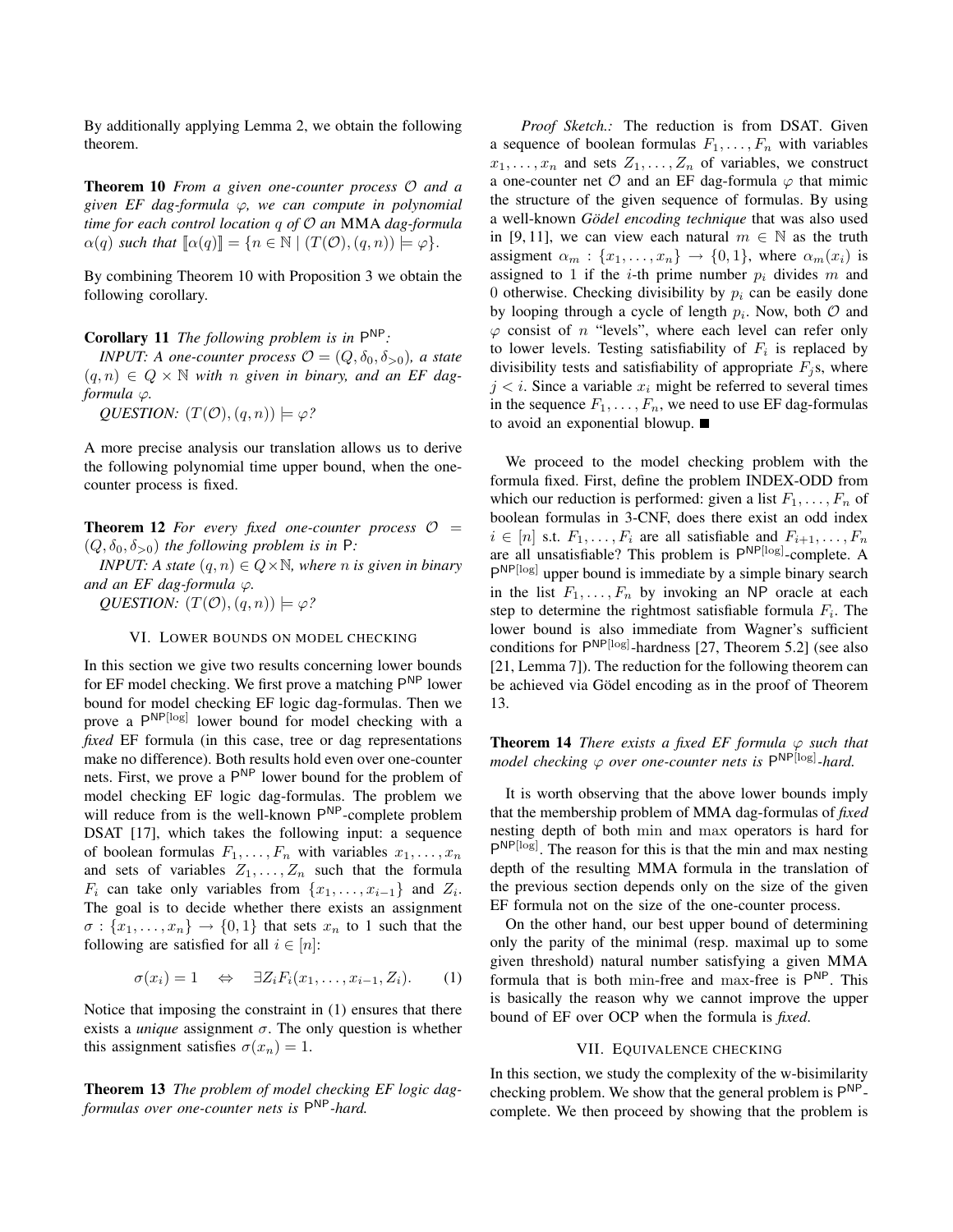By additionally applying Lemma 2, we obtain the following theorem.

**Theorem 10** *From a given one-counter process $\mathcal{O}$ and a given EF dag-formula $\varphi$, we can compute in polynomial time for each control location $q$ of $\mathcal{O}$ an* MMA *dag-formula $\alpha(q)$ such that $[\![\alpha(q)]\!] = \{n \in \mathbb{N} \mid (T(\mathcal{O}), (q, n)) \models \varphi\}$.*

By combining Theorem 10 with Proposition 3 we obtain the following corollary.

**Corollary 11** *The following problem is in $\mathsf{P}^{\mathsf{NP}}$:*

*INPUT: A one-counter process $\mathcal{O} = (Q, \delta_0, \delta_{>0})$, a state $(q, n) \in Q \times \mathbb{N}$ with $n$ given in binary, and an EF dag-formula $\varphi$.*

*QUESTION: $(T(\mathcal{O}), (q, n)) \models \varphi$?*

A more precise analysis our translation allows us to derive the following polynomial time upper bound, when the one-counter process is fixed.

**Theorem 12** *For every fixed one-counter process $\mathcal{O} = (Q, \delta_0, \delta_{>0})$ the following problem is in* P*:*

*INPUT: A state $(q, n) \in Q \times \mathbb{N}$, where $n$ is given in binary and an EF dag-formula $\varphi$.*

*QUESTION: $(T(\mathcal{O}), (q, n)) \models \varphi$?*

## VI. Lower bounds on model checking

In this section we give two results concerning lower bounds for EF model checking. We first prove a matching $\mathsf{P}^{\mathsf{NP}}$ lower bound for model checking EF logic dag-formulas. Then we prove a $\mathsf{P}^{\mathsf{NP}[\log]}$ lower bound for model checking with a *fixed* EF formula (in this case, tree or dag representations make no difference). Both results hold even over one-counter nets. First, we prove a $\mathsf{P}^{\mathsf{NP}}$ lower bound for the problem of model checking EF logic dag-formulas. The problem we will reduce from is the well-known $\mathsf{P}^{\mathsf{NP}}$-complete problem DSAT [17], which takes the following input: a sequence of boolean formulas $F_1, \ldots, F_n$ with variables $x_1, \ldots, x_n$ and sets of variables $Z_1, \ldots, Z_n$ such that the formula $F_i$ can take only variables from $\{x_1, \ldots, x_{i-1}\}$ and $Z_i$. The goal is to decide whether there exists an assignment $\sigma : \{x_1, \ldots, x_n\} \to \{0, 1\}$ that sets $x_n$ to 1 such that the following are satisfied for all $i \in [n]$:

$$\sigma(x_i) = 1 \quad \Leftrightarrow \quad \exists Z_i F_i(x_1, \ldots, x_{i-1}, Z_i). \qquad (1)$$

Notice that imposing the constraint in (1) ensures that there exists a *unique* assignment $\sigma$. The only question is whether this assignment satisfies $\sigma(x_n) = 1$.

**Theorem 13** *The problem of model checking EF logic dag-formulas over one-counter nets is $\mathsf{P}^{\mathsf{NP}}$-hard.*

*Proof Sketch.:* The reduction is from DSAT. Given a sequence of boolean formulas $F_1, \ldots, F_n$ with variables $x_1, \ldots, x_n$ and sets $Z_1, \ldots, Z_n$ of variables, we construct a one-counter net $\mathcal{O}$ and an EF dag-formula $\varphi$ that mimic the structure of the given sequence of formulas. By using a well-known *Gödel encoding technique* that was also used in [9, 11], we can view each natural $m \in \mathbb{N}$ as the truth assigment $\alpha_m : \{x_1, \ldots, x_n\} \to \{0, 1\}$, where $\alpha_m(x_i)$ is assigned to 1 if the $i$-th prime number $p_i$ divides $m$ and 0 otherwise. Checking divisibility by $p_i$ can be easily done by looping through a cycle of length $p_i$. Now, both $\mathcal{O}$ and $\varphi$ consist of $n$ "levels", where each level can refer only to lower levels. Testing satisfiability of $F_i$ is replaced by divisibility tests and satisfiability of appropriate $F_j$s, where $j < i$. Since a variable $x_i$ might be referred to several times in the sequence $F_1, \ldots, F_n$, we need to use EF dag-formulas to avoid an exponential blowup. ■

We proceed to the model checking problem with the formula fixed. First, define the problem INDEX-ODD from which our reduction is performed: given a list $F_1, \ldots, F_n$ of boolean formulas in 3-CNF, does there exist an odd index $i \in [n]$ s.t. $F_1, \ldots, F_i$ are all satisfiable and $F_{i+1}, \ldots, F_n$ are all unsatisfiable? This problem is $\mathsf{P}^{\mathsf{NP}[\log]}$-complete. A $\mathsf{P}^{\mathsf{NP}[\log]}$ upper bound is immediate by a simple binary search in the list $F_1, \ldots, F_n$ by invoking an NP oracle at each step to determine the rightmost satisfiable formula $F_i$. The lower bound is also immediate from Wagner's sufficient conditions for $\mathsf{P}^{\mathsf{NP}[\log]}$-hardness [27, Theorem 5.2] (see also [21, Lemma 7]). The reduction for the following theorem can be achieved via Gödel encoding as in the proof of Theorem 13.

**Theorem 14** *There exists a fixed EF formula $\varphi$ such that model checking $\varphi$ over one-counter nets is $\mathsf{P}^{\mathsf{NP}[\log]}$-hard.*

It is worth observing that the above lower bounds imply that the membership problem of MMA dag-formulas of *fixed* nesting depth of both min and max operators is hard for $\mathsf{P}^{\mathsf{NP}[\log]}$. The reason for this is that the min and max nesting depth of the resulting MMA formula in the translation of the previous section depends only on the size of the given EF formula not on the size of the one-counter process.

On the other hand, our best upper bound of determining only the parity of the minimal (resp. maximal up to some given threshold) natural number satisfying a given MMA formula that is both min-free and max-free is $\mathsf{P}^{\mathsf{NP}}$. This is basically the reason why we cannot improve the upper bound of EF over OCP when the formula is *fixed*.

## VII. Equivalence checking

In this section, we study the complexity of the w-bisimilarity checking problem. We show that the general problem is $\mathsf{P}^{\mathsf{NP}}$-complete. We then proceed by showing that the problem is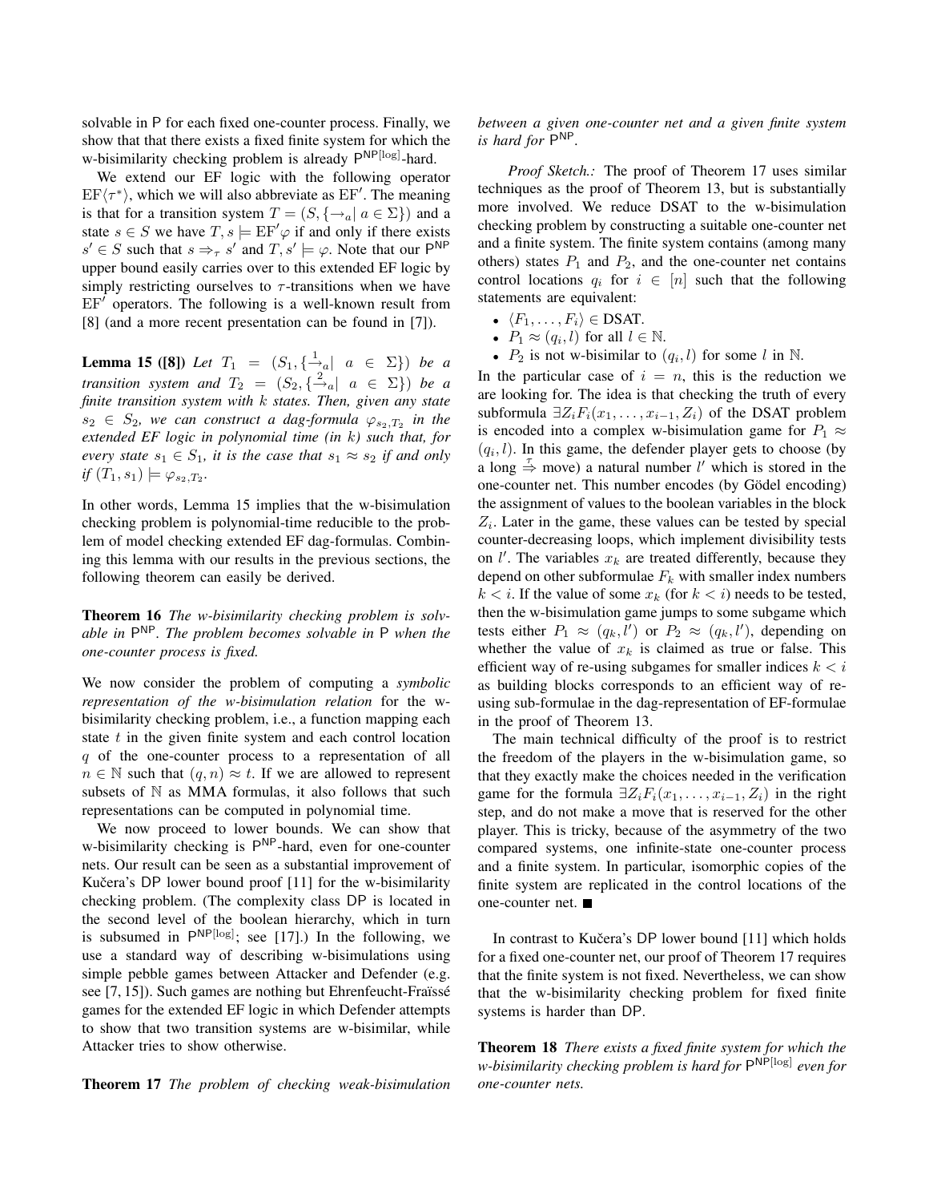solvable in P for each fixed one-counter process. Finally, we show that that there exists a fixed finite system for which the w-bisimilarity checking problem is already $\mathsf{P}^{\mathsf{NP}[\log]}$-hard.

We extend our EF logic with the following operator $\mathrm{EF}\langle\tau^*\rangle$, which we will also abbreviate as $\mathrm{EF}'$. The meaning is that for a transition system $T = (S, \{\rightarrow_a \mid a \in \Sigma\})$ and a state $s \in S$ we have $T, s \models \mathrm{EF}'\varphi$ if and only if there exists $s' \in S$ such that $s \Rightarrow_\tau s'$ and $T, s' \models \varphi$. Note that our $\mathsf{P}^{\mathsf{NP}}$ upper bound easily carries over to this extended EF logic by simply restricting ourselves to $\tau$-transitions when we have $\mathrm{EF}'$ operators. The following is a well-known result from [8] (and a more recent presentation can be found in [7]).

**Lemma 15 ([8])** *Let $T_1 = (S_1, \{\overset{1}{\rightarrow}_a \mid a \in \Sigma\})$ be a transition system and $T_2 = (S_2, \{\overset{2}{\rightarrow}_a \mid a \in \Sigma\})$ be a finite transition system with $k$ states. Then, given any state $s_2 \in S_2$, we can construct a dag-formula $\varphi_{s_2,T_2}$ in the extended EF logic in polynomial time (in $k$) such that, for every state $s_1 \in S_1$, it is the case that $s_1 \approx s_2$ if and only if $(T_1, s_1) \models \varphi_{s_2,T_2}$.*

In other words, Lemma 15 implies that the w-bisimulation checking problem is polynomial-time reducible to the problem of model checking extended EF dag-formulas. Combining this lemma with our results in the previous sections, the following theorem can easily be derived.

**Theorem 16** *The w-bisimilarity checking problem is solvable in $\mathsf{P}^{\mathsf{NP}}$. The problem becomes solvable in $\mathsf{P}$ when the one-counter process is fixed.*

We now consider the problem of computing a *symbolic representation of the w-bisimulation relation* for the w-bisimilarity checking problem, i.e., a function mapping each state $t$ in the given finite system and each control location $q$ of the one-counter process to a representation of all $n \in \mathbb{N}$ such that $(q, n) \approx t$. If we are allowed to represent subsets of $\mathbb{N}$ as MMA formulas, it also follows that such representations can be computed in polynomial time.

We now proceed to lower bounds. We can show that w-bisimilarity checking is $\mathsf{P}^{\mathsf{NP}}$-hard, even for one-counter nets. Our result can be seen as a substantial improvement of Kučera's DP lower bound proof [11] for the w-bisimilarity checking problem. (The complexity class DP is located in the second level of the boolean hierarchy, which in turn is subsumed in $\mathsf{P}^{\mathsf{NP}[\log]}$; see [17].) In the following, we use a standard way of describing w-bisimulations using simple pebble games between Attacker and Defender (e.g. see [7, 15]). Such games are nothing but Ehrenfeucht-Fraïssé games for the extended EF logic in which Defender attempts to show that two transition systems are w-bisimilar, while Attacker tries to show otherwise.

**Theorem 17** *The problem of checking weak-bisimulation between a given one-counter net and a given finite system is hard for $\mathsf{P}^{\mathsf{NP}}$.*

*Proof Sketch.:* The proof of Theorem 17 uses similar techniques as the proof of Theorem 13, but is substantially more involved. We reduce DSAT to the w-bisimulation checking problem by constructing a suitable one-counter net and a finite system. The finite system contains (among many others) states $P_1$ and $P_2$, and the one-counter net contains control locations $q_i$ for $i \in [n]$ such that the following statements are equivalent:

- $\langle F_1, \ldots, F_i \rangle \in \mathrm{DSAT}$.
- $P_1 \approx (q_i, l)$ for all $l \in \mathbb{N}$.
- $P_2$ is not w-bisimilar to $(q_i, l)$ for some $l$ in $\mathbb{N}$.

In the particular case of $i = n$, this is the reduction we are looking for. The idea is that checking the truth of every subformula $\exists Z_i F_i(x_1, \ldots, x_{i-1}, Z_i)$ of the DSAT problem is encoded into a complex w-bisimulation game for $P_1 \approx (q_i, l)$. In this game, the defender player gets to choose (by a long $\overset{\tau}{\Rightarrow}$ move) a natural number $l'$ which is stored in the one-counter net. This number encodes (by Gödel encoding) the assignment of values to the boolean variables in the block $Z_i$. Later in the game, these values can be tested by special counter-decreasing loops, which implement divisibility tests on $l'$. The variables $x_k$ are treated differently, because they depend on other subformulae $F_k$ with smaller index numbers $k < i$. If the value of some $x_k$ (for $k < i$) needs to be tested, then the w-bisimulation game jumps to some subgame which tests either $P_1 \approx (q_k, l')$ or $P_2 \approx (q_k, l')$, depending on whether the value of $x_k$ is claimed as true or false. This efficient way of re-using subgames for smaller indices $k < i$ as building blocks corresponds to an efficient way of re-using sub-formulae in the dag-representation of EF-formulae in the proof of Theorem 13.

The main technical difficulty of the proof is to restrict the freedom of the players in the w-bisimulation game, so that they exactly make the choices needed in the verification game for the formula $\exists Z_i F_i(x_1, \ldots, x_{i-1}, Z_i)$ in the right step, and do not make a move that is reserved for the other player. This is tricky, because of the asymmetry of the two compared systems, one infinite-state one-counter process and a finite system. In particular, isomorphic copies of the finite system are replicated in the control locations of the one-counter net. ■

In contrast to Kučera's DP lower bound [11] which holds for a fixed one-counter net, our proof of Theorem 17 requires that the finite system is not fixed. Nevertheless, we can show that the w-bisimilarity checking problem for fixed finite systems is harder than DP.

**Theorem 18** *There exists a fixed finite system for which the w-bisimilarity checking problem is hard for $\mathsf{P}^{\mathsf{NP}[\log]}$ even for one-counter nets.*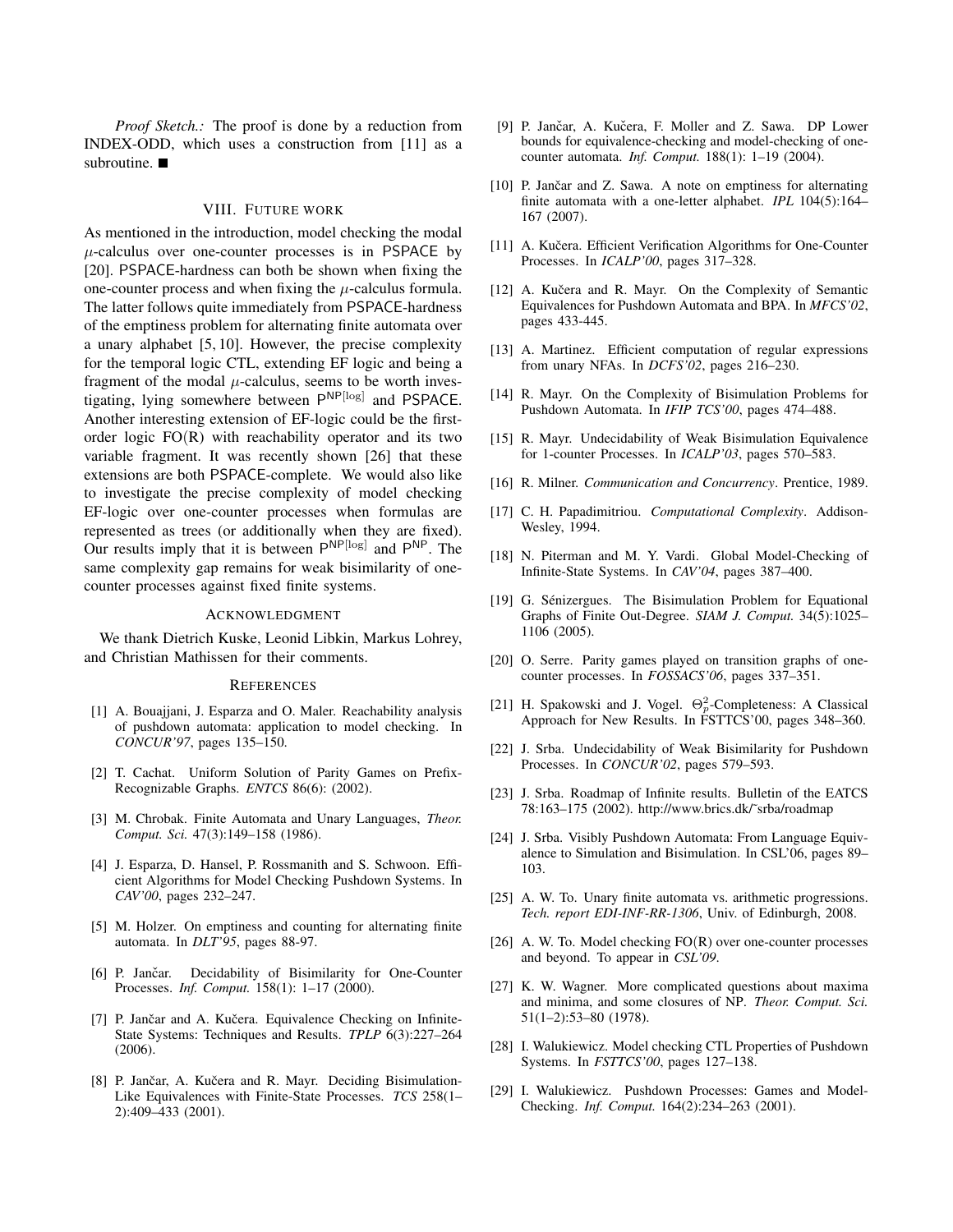*Proof Sketch.:* The proof is done by a reduction from INDEX-ODD, which uses a construction from [11] as a subroutine. ■

## VIII. Future Work

As mentioned in the introduction, model checking the modal $\mu$-calculus over one-counter processes is in PSPACE by [20]. PSPACE-hardness can both be shown when fixing the one-counter process and when fixing the $\mu$-calculus formula. The latter follows quite immediately from PSPACE-hardness of the emptiness problem for alternating finite automata over a unary alphabet [5, 10]. However, the precise complexity for the temporal logic CTL, extending EF logic and being a fragment of the modal $\mu$-calculus, seems to be worth investigating, lying somewhere between $\mathsf{P}^{\mathsf{NP}[\log]}$ and PSPACE. Another interesting extension of EF-logic could be the first-order logic FO(R) with reachability operator and its two variable fragment. It was recently shown [26] that these extensions are both PSPACE-complete. We would also like to investigate the precise complexity of model checking EF-logic over one-counter processes when formulas are represented as trees (or additionally when they are fixed). Our results imply that it is between $\mathsf{P}^{\mathsf{NP}[\log]}$ and $\mathsf{P}^{\mathsf{NP}}$. The same complexity gap remains for weak bisimilarity of one-counter processes against fixed finite systems.

## Acknowledgment

We thank Dietrich Kuske, Leonid Libkin, Markus Lohrey, and Christian Mathissen for their comments.

## References

[1] A. Bouajjani, J. Esparza and O. Maler. Reachability analysis of pushdown automata: application to model checking. In *CONCUR'97*, pages 135–150.

[2] T. Cachat. Uniform Solution of Parity Games on Prefix-Recognizable Graphs. *ENTCS* 86(6): (2002).

[3] M. Chrobak. Finite Automata and Unary Languages, *Theor. Comput. Sci.* 47(3):149–158 (1986).

[4] J. Esparza, D. Hansel, P. Rossmanith and S. Schwoon. Efficient Algorithms for Model Checking Pushdown Systems. In *CAV'00*, pages 232–247.

[5] M. Holzer. On emptiness and counting for alternating finite automata. In *DLT'95*, pages 88-97.

[6] P. Jančar. Decidability of Bisimilarity for One-Counter Processes. *Inf. Comput.* 158(1): 1–17 (2000).

[7] P. Jančar and A. Kučera. Equivalence Checking on Infinite-State Systems: Techniques and Results. *TPLP* 6(3):227–264 (2006).

[8] P. Jančar, A. Kučera and R. Mayr. Deciding Bisimulation-Like Equivalences with Finite-State Processes. *TCS* 258(1–2):409–433 (2001).

[9] P. Jančar, A. Kučera, F. Moller and Z. Sawa. DP Lower bounds for equivalence-checking and model-checking of one-counter automata. *Inf. Comput.* 188(1): 1–19 (2004).

[10] P. Jančar and Z. Sawa. A note on emptiness for alternating finite automata with a one-letter alphabet. *IPL* 104(5):164–167 (2007).

[11] A. Kučera. Efficient Verification Algorithms for One-Counter Processes. In *ICALP'00*, pages 317–328.

[12] A. Kučera and R. Mayr. On the Complexity of Semantic Equivalences for Pushdown Automata and BPA. In *MFCS'02*, pages 433-445.

[13] A. Martinez. Efficient computation of regular expressions from unary NFAs. In *DCFS'02*, pages 216–230.

[14] R. Mayr. On the Complexity of Bisimulation Problems for Pushdown Automata. In *IFIP TCS'00*, pages 474–488.

[15] R. Mayr. Undecidability of Weak Bisimulation Equivalence for 1-counter Processes. In *ICALP'03*, pages 570–583.

[16] R. Milner. *Communication and Concurrency*. Prentice, 1989.

[17] C. H. Papadimitriou. *Computational Complexity*. Addison-Wesley, 1994.

[18] N. Piterman and M. Y. Vardi. Global Model-Checking of Infinite-State Systems. In *CAV'04*, pages 387–400.

[19] G. Sénizergues. The Bisimulation Problem for Equational Graphs of Finite Out-Degree. *SIAM J. Comput.* 34(5):1025–1106 (2005).

[20] O. Serre. Parity games played on transition graphs of one-counter processes. In *FOSSACS'06*, pages 337–351.

[21] H. Spakowski and J. Vogel. $\Theta_p^2$-Completeness: A Classical Approach for New Results. In FSTTCS'00, pages 348–360.

[22] J. Srba. Undecidability of Weak Bisimilarity for Pushdown Processes. In *CONCUR'02*, pages 579–593.

[23] J. Srba. Roadmap of Infinite results. Bulletin of the EATCS 78:163–175 (2002). http://www.brics.dk/~srba/roadmap

[24] J. Srba. Visibly Pushdown Automata: From Language Equivalence to Simulation and Bisimulation. In CSL'06, pages 89–103.

[25] A. W. To. Unary finite automata vs. arithmetic progressions. *Tech. report EDI-INF-RR-1306*, Univ. of Edinburgh, 2008.

[26] A. W. To. Model checking FO(R) over one-counter processes and beyond. To appear in *CSL'09*.

[27] K. W. Wagner. More complicated questions about maxima and minima, and some closures of NP. *Theor. Comput. Sci.* 51(1–2):53–80 (1978).

[28] I. Walukiewicz. Model checking CTL Properties of Pushdown Systems. In *FSTTCS'00*, pages 127–138.

[29] I. Walukiewicz. Pushdown Processes: Games and Model-Checking. *Inf. Comput.* 164(2):234–263 (2001).